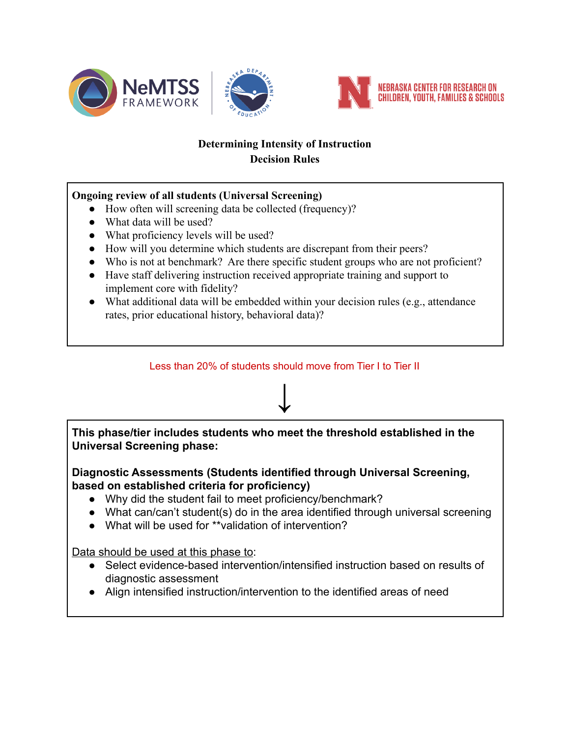# Determining Intensity of Instruction
## Decision Rules

**Ongoing review of all students (Universal Screening)**

- How often will screening data be collected (frequency)?
- What data will be used?
- What proficiency levels will be used?
- How will you determine which students are discrepant from their peers?
- Who is not at benchmark? Are there specific student groups who are not proficient?
- Have staff delivering instruction received appropriate training and support to implement core with fidelity?
- What additional data will be embedded within your decision rules (e.g., attendance rates, prior educational history, behavioral data)?

Less than 20% of students should move from Tier I to Tier II

↓

**This phase/tier includes students who meet the threshold established in the Universal Screening phase:**

**Diagnostic Assessments (Students identified through Universal Screening, based on established criteria for proficiency)**

- Why did the student fail to meet proficiency/benchmark?
- What can/can't student(s) do in the area identified through universal screening
- What will be used for **validation of intervention?

<u>Data should be used at this phase to</u>:

- Select evidence-based intervention/intensified instruction based on results of diagnostic assessment
- Align intensified instruction/intervention to the identified areas of need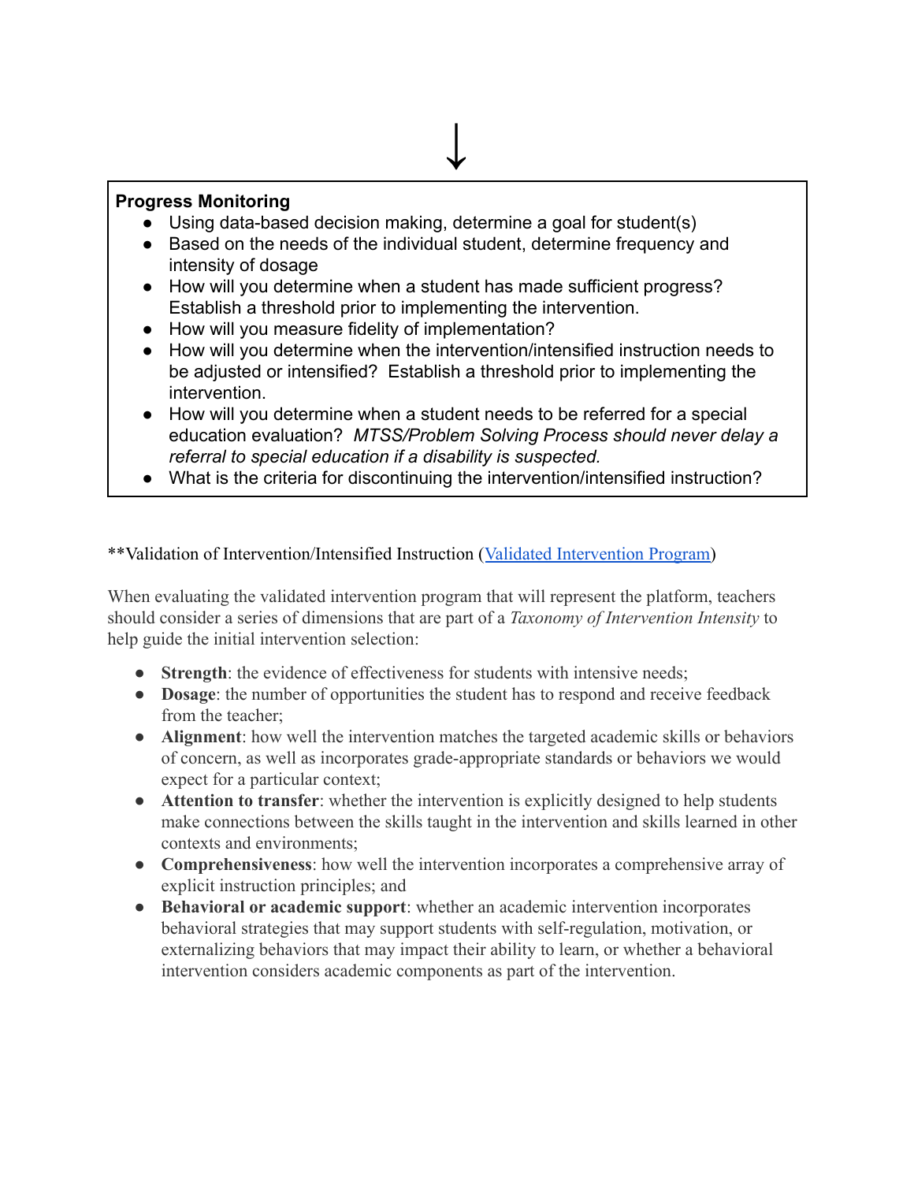↓

**Progress Monitoring**

- Using data-based decision making, determine a goal for student(s)
- Based on the needs of the individual student, determine frequency and intensity of dosage
- How will you determine when a student has made sufficient progress? Establish a threshold prior to implementing the intervention.
- How will you measure fidelity of implementation?
- How will you determine when the intervention/intensified instruction needs to be adjusted or intensified? Establish a threshold prior to implementing the intervention.
- How will you determine when a student needs to be referred for a special education evaluation? *MTSS/Problem Solving Process should never delay a referral to special education if a disability is suspected.*
- What is the criteria for discontinuing the intervention/intensified instruction?

**Validation of Intervention/Intensified Instruction (Validated Intervention Program)

When evaluating the validated intervention program that will represent the platform, teachers should consider a series of dimensions that are part of a *Taxonomy of Intervention Intensity* to help guide the initial intervention selection:

- **Strength**: the evidence of effectiveness for students with intensive needs;
- **Dosage**: the number of opportunities the student has to respond and receive feedback from the teacher;
- **Alignment**: how well the intervention matches the targeted academic skills or behaviors of concern, as well as incorporates grade-appropriate standards or behaviors we would expect for a particular context;
- **Attention to transfer**: whether the intervention is explicitly designed to help students make connections between the skills taught in the intervention and skills learned in other contexts and environments;
- **Comprehensiveness**: how well the intervention incorporates a comprehensive array of explicit instruction principles; and
- **Behavioral or academic support**: whether an academic intervention incorporates behavioral strategies that may support students with self-regulation, motivation, or externalizing behaviors that may impact their ability to learn, or whether a behavioral intervention considers academic components as part of the intervention.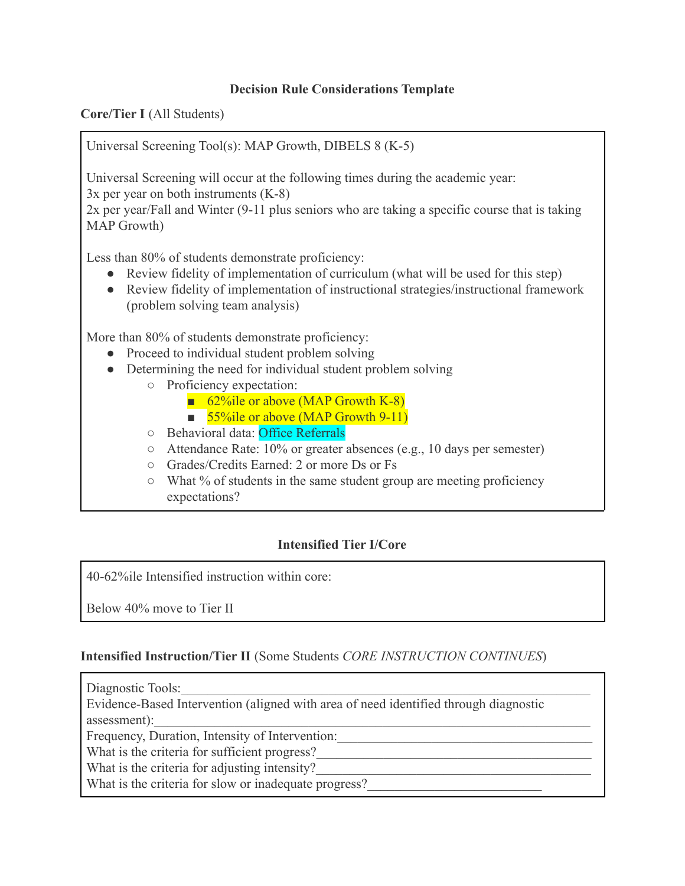## Decision Rule Considerations Template

**Core/Tier I** (All Students)

Universal Screening Tool(s): MAP Growth, DIBELS 8 (K-5)

Universal Screening will occur at the following times during the academic year:
3x per year on both instruments (K-8)
2x per year/Fall and Winter (9-11 plus seniors who are taking a specific course that is taking MAP Growth)

Less than 80% of students demonstrate proficiency:

- Review fidelity of implementation of curriculum (what will be used for this step)
- Review fidelity of implementation of instructional strategies/instructional framework (problem solving team analysis)

More than 80% of students demonstrate proficiency:

- Proceed to individual student problem solving
- Determining the need for individual student problem solving
  - Proficiency expectation:
    - 62%ile or above (MAP Growth K-8)
    - 55%ile or above (MAP Growth 9-11)
  - Behavioral data: Office Referrals
  - Attendance Rate: 10% or greater absences (e.g., 10 days per semester)
  - Grades/Credits Earned: 2 or more Ds or Fs
  - What % of students in the same student group are meeting proficiency expectations?

### Intensified Tier I/Core

40-62%ile Intensified instruction within core:

Below 40% move to Tier II

**Intensified Instruction/Tier II** (Some Students *CORE INSTRUCTION CONTINUES*)

Diagnostic Tools:\_\_\_\_\_\_\_\_\_\_\_\_\_\_\_\_\_\_\_\_\_\_\_\_\_\_\_\_\_\_\_\_\_\_\_\_\_\_\_\_\_\_\_\_\_\_\_\_
Evidence-Based Intervention (aligned with area of need identified through diagnostic assessment):\_\_\_\_\_\_\_\_\_\_\_\_\_\_\_\_\_\_\_\_\_\_\_\_\_\_\_\_\_\_\_\_\_\_\_\_\_\_\_\_\_\_\_\_\_\_\_\_
Frequency, Duration, Intensity of Intervention:\_\_\_\_\_\_\_\_\_\_\_\_\_\_\_\_\_\_\_\_\_\_\_\_\_\_\_\_\_\_\_\_
What is the criteria for sufficient progress?\_\_\_\_\_\_\_\_\_\_\_\_\_\_\_\_\_\_\_\_\_\_\_\_\_\_\_\_\_\_\_\_\_\_
What is the criteria for adjusting intensity?\_\_\_\_\_\_\_\_\_\_\_\_\_\_\_\_\_\_\_\_\_\_\_\_\_\_\_\_\_\_\_\_\_\_
What is the criteria for slow or inadequate progress?\_\_\_\_\_\_\_\_\_\_\_\_\_\_\_\_\_\_\_\_\_\_\_\_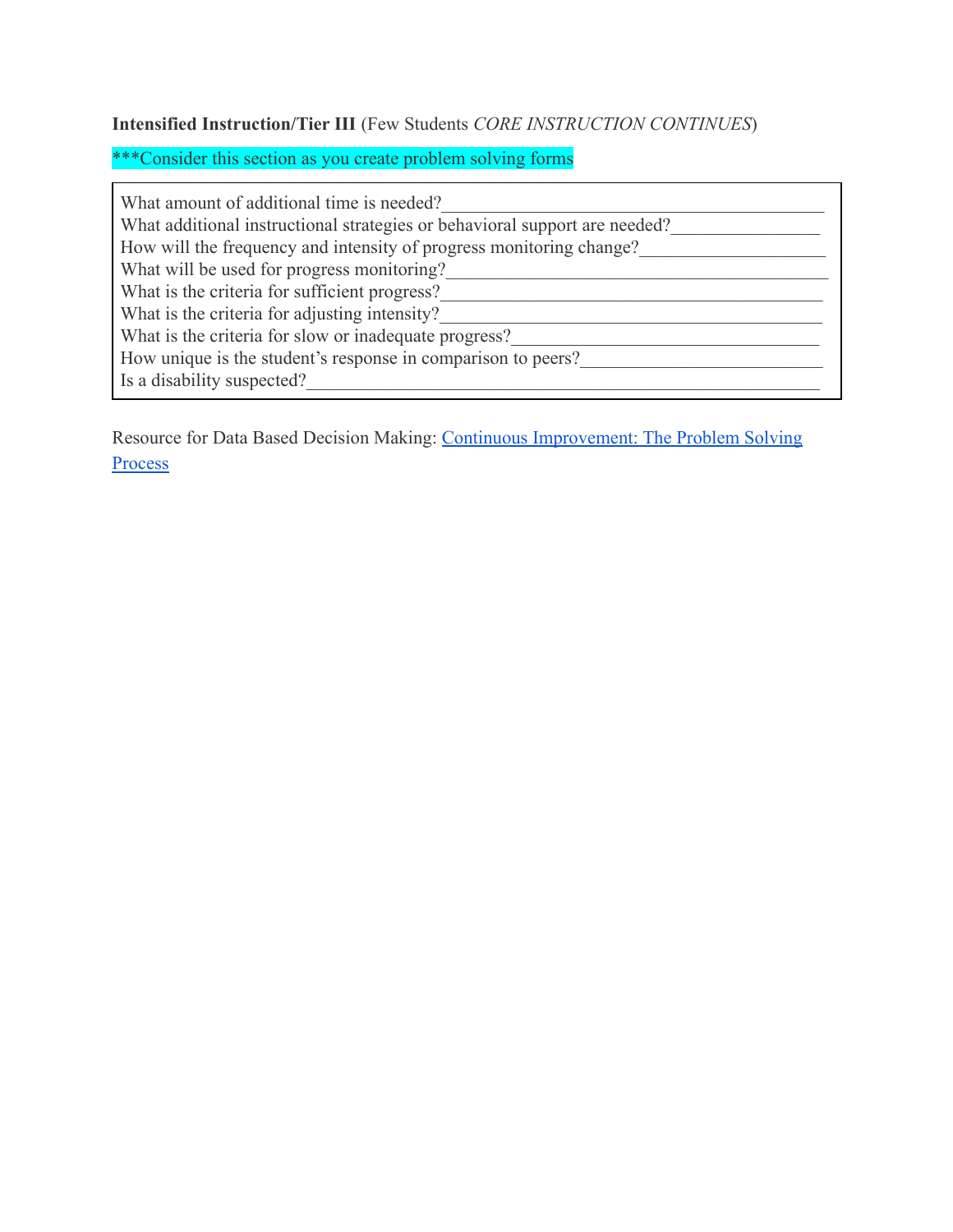**Intensified Instruction/Tier III** (Few Students *CORE INSTRUCTION CONTINUES*)

***Consider this section as you create problem solving forms

What amount of additional time is needed?_______________________________________
What additional instructional strategies or behavioral support are needed?________________
How will the frequency and intensity of progress monitoring change?____________________
What will be used for progress monitoring?_______________________________________
What is the criteria for sufficient progress?_______________________________________
What is the criteria for adjusting intensity?_______________________________________
What is the criteria for slow or inadequate progress?__________________________________
How unique is the student's response in comparison to peers?__________________________
Is a disability suspected?_________________________________________________________

Resource for Data Based Decision Making: Continuous Improvement: The Problem Solving Process